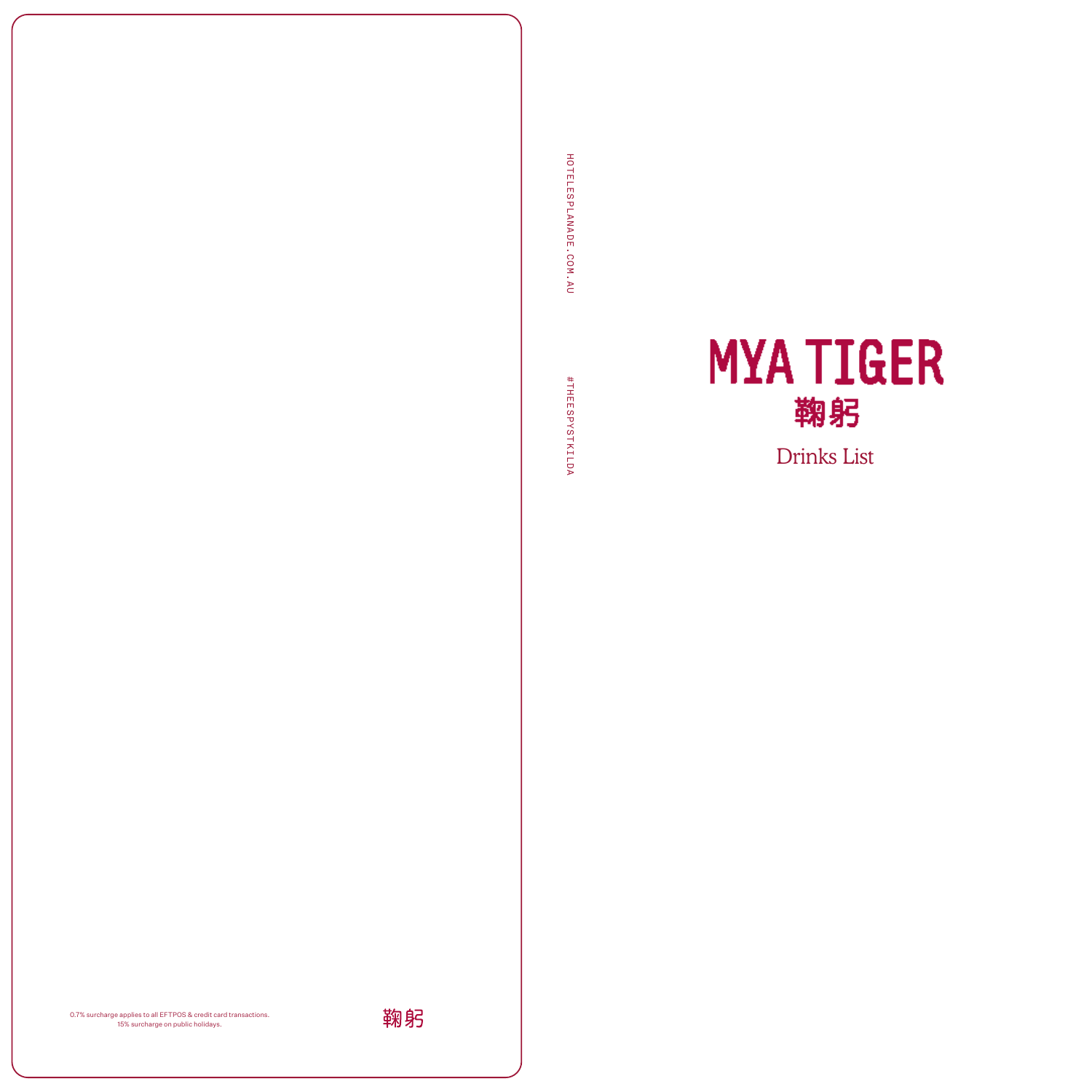0.7% surcharge applies to all EFTPOS & credit card transactions.
15% surcharge on public holidays.

鞠躬

HOTELESPLANADE.COM.AU

#THEESPYSTKILDA

# MYA TIGER

## 鞠躬

Drinks List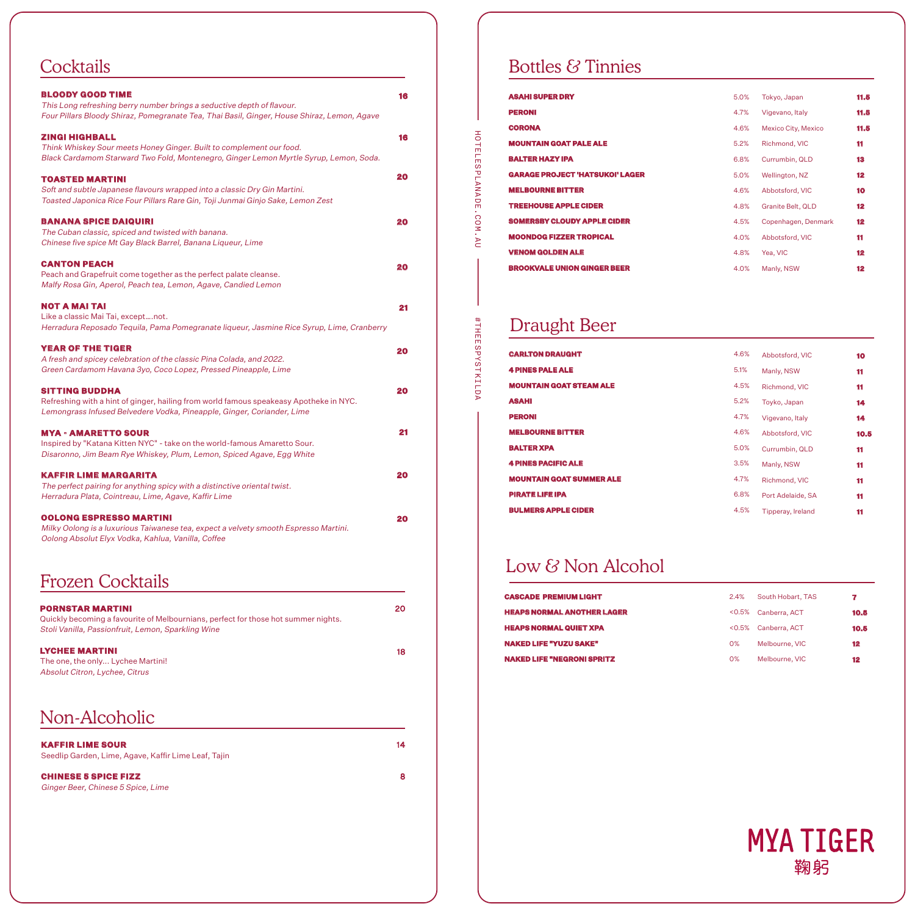## Cocktails

**BLOODY GOOD TIME** — 16
*This Long refreshing berry number brings a seductive depth of flavour.*
*Four Pillars Bloody Shiraz, Pomegranate Tea, Thai Basil, Ginger, House Shiraz, Lemon, Agave*

**ZINGI HIGHBALL** — 16
*Think Whiskey Sour meets Honey Ginger. Built to complement our food.*
*Black Cardamom Starward Two Fold, Montenegro, Ginger Lemon Myrtle Syrup, Lemon, Soda.*

**TOASTED MARTINI** — 20
*Soft and subtle Japanese flavours wrapped into a classic Dry Gin Martini.*
*Toasted Japonica Rice Four Pillars Rare Gin, Toji Junmai Ginjo Sake, Lemon Zest*

**BANANA SPICE DAIQUIRI** — 20
*The Cuban classic, spiced and twisted with banana.*
*Chinese five spice Mt Gay Black Barrel, Banana Liqueur, Lime*

**CANTON PEACH** — 20
Peach and Grapefruit come together as the perfect palate cleanse.
*Malfy Rosa Gin, Aperol, Peach tea, Lemon, Agave, Candied Lemon*

**NOT A MAI TAI** — 21
Like a classic Mai Tai, except....not.
*Herradura Reposado Tequila, Pama Pomegranate liqueur, Jasmine Rice Syrup, Lime, Cranberry*

**YEAR OF THE TIGER** — 20
*A fresh and spicey celebration of the classic Pina Colada, and 2022.*
*Green Cardamom Havana 3yo, Coco Lopez, Pressed Pineapple, Lime*

**SITTING BUDDHA** — 20
Refreshing with a hint of ginger, hailing from world famous speakeasy Apotheke in NYC.
*Lemongrass Infused Belvedere Vodka, Pineapple, Ginger, Coriander, Lime*

**MYA - AMARETTO SOUR** — 21
Inspired by "Katana Kitten NYC" - take on the world-famous Amaretto Sour.
*Disaronno, Jim Beam Rye Whiskey, Plum, Lemon, Spiced Agave, Egg White*

**KAFFIR LIME MARGARITA** — 20
*The perfect pairing for anything spicy with a distinctive oriental twist.*
*Herradura Plata, Cointreau, Lime, Agave, Kaffir Lime*

**OOLONG ESPRESSO MARTINI** — 20
*Milky Oolong is a luxurious Taiwanese tea, expect a velvety smooth Espresso Martini.*
*Oolong Absolut Elyx Vodka, Kahlua, Vanilla, Coffee*

## Frozen Cocktails

**PORNSTAR MARTINI** — 20
Quickly becoming a favourite of Melbournians, perfect for those hot summer nights.
*Stoli Vanilla, Passionfruit, Lemon, Sparkling Wine*

**LYCHEE MARTINI** — 18
The one, the only... Lychee Martini!
*Absolut Citron, Lychee, Citrus*

## Non-Alcoholic

**KAFFIR LIME SOUR** — 14
Seedlip Garden, Lime, Agave, Kaffir Lime Leaf, Tajin

**CHINESE 5 SPICE FIZZ** — 8
*Ginger Beer, Chinese 5 Spice, Lime*

HOTELESPLANADE.COM.AU

#THEESPYSTKILDA

## Bottles & Tinnies

| | | | |
|---|---|---|---|
| **ASAHI SUPER DRY** | 5.0% | Tokyo, Japan | **11.5** |
| **PERONI** | 4.7% | Vigevano, Italy | **11.5** |
| **CORONA** | 4.6% | Mexico City, Mexico | **11.5** |
| **MOUNTAIN GOAT PALE ALE** | 5.2% | Richmond, VIC | **11** |
| **BALTER HAZY IPA** | 6.8% | Currumbin, QLD | **13** |
| **GARAGE PROJECT 'HATSUKOI' LAGER** | 5.0% | Wellington, NZ | **12** |
| **MELBOURNE BITTER** | 4.6% | Abbotsford, VIC | **10** |
| **TREEHOUSE APPLE CIDER** | 4.8% | Granite Belt, QLD | **12** |
| **SOMERSBY CLOUDY APPLE CIDER** | 4.5% | Copenhagen, Denmark | **12** |
| **MOONDOG FIZZER TROPICAL** | 4.0% | Abbotsford, VIC | **11** |
| **VENOM GOLDEN ALE** | 4.8% | Yea, VIC | **12** |
| **BROOKVALE UNION GINGER BEER** | 4.0% | Manly, NSW | **12** |

## Draught Beer

| | | | |
|---|---|---|---|
| **CARLTON DRAUGHT** | 4.6% | Abbotsford, VIC | **10** |
| **4 PINES PALE ALE** | 5.1% | Manly, NSW | **11** |
| **MOUNTAIN GOAT STEAM ALE** | 4.5% | Richmond, VIC | **11** |
| **ASAHI** | 5.2% | Toyko, Japan | **14** |
| **PERONI** | 4.7% | Vigevano, Italy | **14** |
| **MELBOURNE BITTER** | 4.6% | Abbotsford, VIC | **10.5** |
| **BALTER XPA** | 5.0% | Currumbin, QLD | **11** |
| **4 PINES PACIFIC ALE** | 3.5% | Manly, NSW | **11** |
| **MOUNTAIN GOAT SUMMER ALE** | 4.7% | Richmond, VIC | **11** |
| **PIRATE LIFE IPA** | 6.8% | Port Adelaide, SA | **11** |
| **BULMERS APPLE CIDER** | 4.5% | Tipperay, Ireland | **11** |

## Low & Non Alcohol

| | | | |
|---|---|---|---|
| **CASCADE PREMIUM LIGHT** | 2.4% | South Hobart, TAS | **7** |
| **HEAPS NORMAL ANOTHER LAGER** | <0.5% | Canberra, ACT | **10.5** |
| **HEAPS NORMAL QUIET XPA** | <0.5% | Canberra, ACT | **10.5** |
| **NAKED LIFE "YUZU SAKE"** | 0% | Melbourne, VIC | **12** |
| **NAKED LIFE "NEGRONI SPRITZ** | 0% | Melbourne, VIC | **12** |

**MYA TIGER**
鞠躬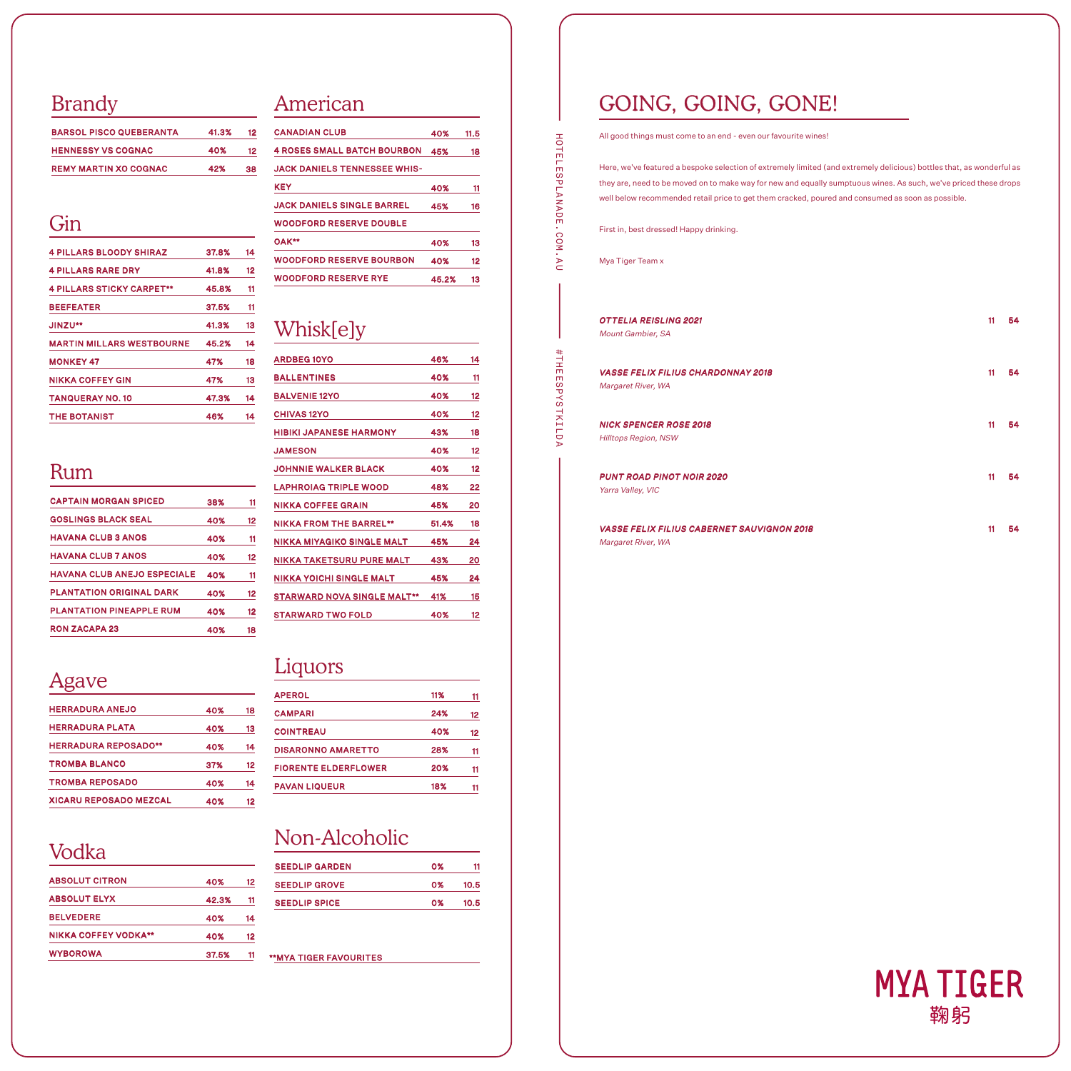## Brandy

| | | |
|---|---|---|
| BARSOL PISCO QUEBERANTA | 41.3% | 12 |
| HENNESSY VS COGNAC | 40% | 12 |
| REMY MARTIN XO COGNAC | 42% | 38 |

## Gin

| | | |
|---|---|---|
| 4 PILLARS BLOODY SHIRAZ | 37.8% | 14 |
| 4 PILLARS RARE DRY | 41.8% | 12 |
| 4 PILLARS STICKY CARPET** | 45.8% | 11 |
| BEEFEATER | 37.5% | 11 |
| JINZU** | 41.3% | 13 |
| MARTIN MILLARS WESTBOURNE | 45.2% | 14 |
| MONKEY 47 | 47% | 18 |
| NIKKA COFFEY GIN | 47% | 13 |
| TANQUERAY NO. 10 | 47.3% | 14 |
| THE BOTANIST | 46% | 14 |

## Rum

| | | |
|---|---|---|
| CAPTAIN MORGAN SPICED | 38% | 11 |
| GOSLINGS BLACK SEAL | 40% | 12 |
| HAVANA CLUB 3 ANOS | 40% | 11 |
| HAVANA CLUB 7 ANOS | 40% | 12 |
| HAVANA CLUB ANEJO ESPECIALE | 40% | 11 |
| PLANTATION ORIGINAL DARK | 40% | 12 |
| PLANTATION PINEAPPLE RUM | 40% | 12 |
| RON ZACAPA 23 | 40% | 18 |

## Agave

| | | |
|---|---|---|
| HERRADURA ANEJO | 40% | 18 |
| HERRADURA PLATA | 40% | 13 |
| HERRADURA REPOSADO** | 40% | 14 |
| TROMBA BLANCO | 37% | 12 |
| TROMBA REPOSADO | 40% | 14 |
| XICARU REPOSADO MEZCAL | 40% | 12 |

## Vodka

| | | |
|---|---|---|
| ABSOLUT CITRON | 40% | 12 |
| ABSOLUT ELYX | 42.3% | 11 |
| BELVEDERE | 40% | 14 |
| NIKKA COFFEY VODKA** | 40% | 12 |
| WYBOROWA | 37.5% | 11 |

## American

| | | |
|---|---|---|
| CANADIAN CLUB | 40% | 11.5 |
| 4 ROSES SMALL BATCH BOURBON | 45% | 18 |
| JACK DANIELS TENNESSEE WHISKEY | 40% | 11 |
| JACK DANIELS SINGLE BARREL | 45% | 16 |
| WOODFORD RESERVE DOUBLE OAK** | 40% | 13 |
| WOODFORD RESERVE BOURBON | 40% | 12 |
| WOODFORD RESERVE RYE | 45.2% | 13 |

## Whisk[e]y

| | | |
|---|---|---|
| ARDBEG 10YO | 46% | 14 |
| BALLENTINES | 40% | 11 |
| BALVENIE 12YO | 40% | 12 |
| CHIVAS 12YO | 40% | 12 |
| HIBIKI JAPANESE HARMONY | 43% | 18 |
| JAMESON | 40% | 12 |
| JOHNNIE WALKER BLACK | 40% | 12 |
| LAPHROIAG TRIPLE WOOD | 48% | 22 |
| NIKKA COFFEE GRAIN | 45% | 20 |
| NIKKA FROM THE BARREL** | 51.4% | 18 |
| NIKKA MIYAGIKO SINGLE MALT | 45% | 24 |
| NIKKA TAKETSURU PURE MALT | 43% | 20 |
| NIKKA YOICHI SINGLE MALT | 45% | 24 |
| STARWARD NOVA SINGLE MALT** | 41% | 15 |
| STARWARD TWO FOLD | 40% | 12 |

## Liquors

| | | |
|---|---|---|
| APEROL | 11% | 11 |
| CAMPARI | 24% | 12 |
| COINTREAU | 40% | 12 |
| DISARONNO AMARETTO | 28% | 11 |
| FIORENTE ELDERFLOWER | 20% | 11 |
| PAVAN LIQUEUR | 18% | 11 |

## Non-Alcoholic

| | | |
|---|---|---|
| SEEDLIP GARDEN | 0% | 11 |
| SEEDLIP GROVE | 0% | 10.5 |
| SEEDLIP SPICE | 0% | 10.5 |

**MYA TIGER FAVOURITES

HOTELESPLANADE.COM.AU

#THEESPYSTKILDA

# GOING, GOING, GONE!

All good things must come to an end - even our favourite wines!

Here, we've featured a bespoke selection of extremely limited (and extremely delicious) bottles that, as wonderful as they are, need to be moved on to make way for new and equally sumptuous wines. As such, we've priced these drops well below recommended retail price to get them cracked, poured and consumed as soon as possible.

First in, best dressed! Happy drinking.

Mya Tiger Team x

| | | |
|---|---|---|
| ***OTTELIA REISLING 2021***<br>*Mount Gambier, SA* | 11 | 54 |
| ***VASSE FELIX FILIUS CHARDONNAY 2018***<br>*Margaret River, WA* | 11 | 54 |
| ***NICK SPENCER ROSE 2018***<br>*Hilltops Region, NSW* | 11 | 54 |
| ***PUNT ROAD PINOT NOIR 2020***<br>*Yarra Valley, VIC* | 11 | 54 |
| ***VASSE FELIX FILIUS CABERNET SAUVIGNON 2018***<br>*Margaret River, WA* | 11 | 54 |

MYA TIGER
鞠躬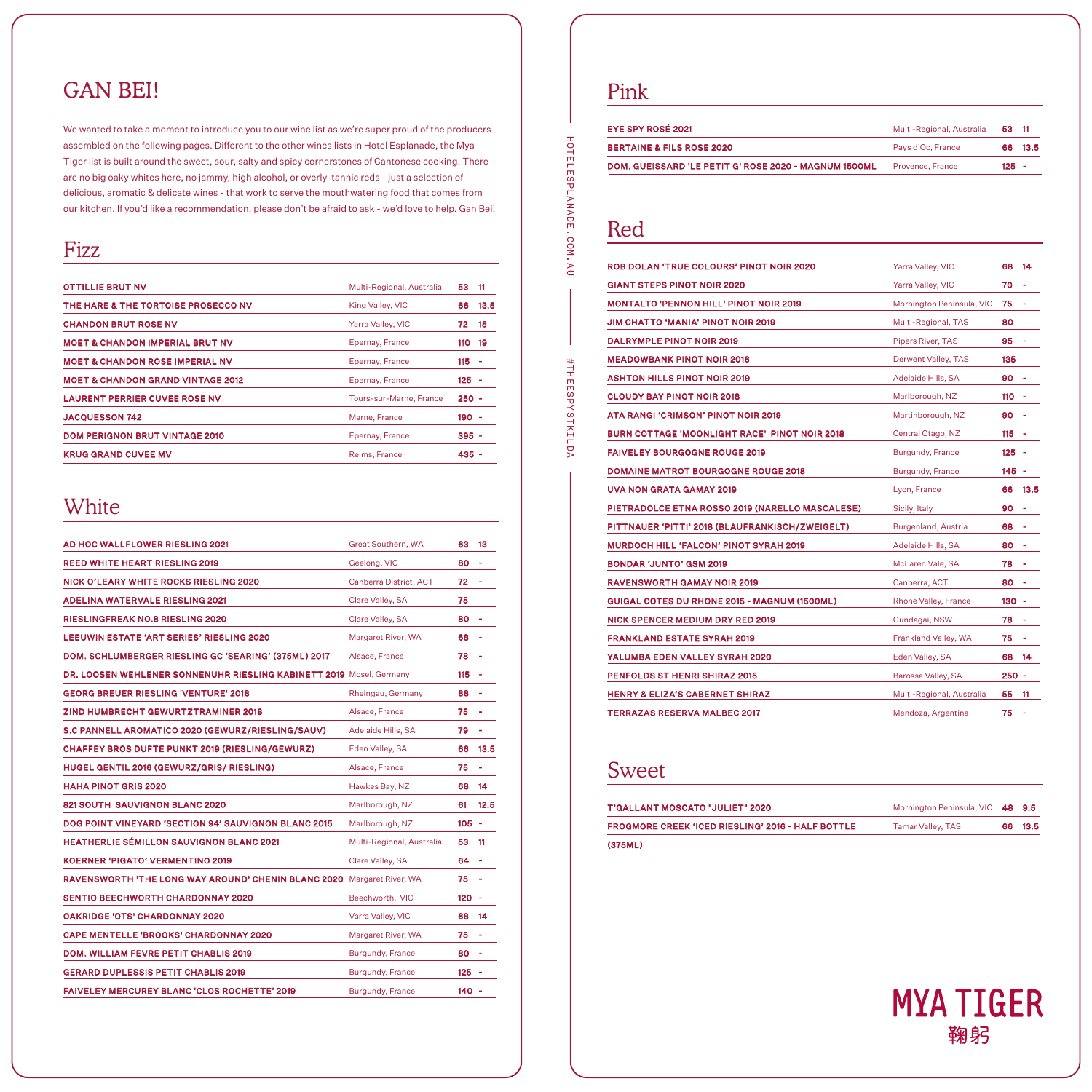# GAN BEI!

We wanted to take a moment to introduce you to our wine list as we're super proud of the producers assembled on the following pages. Different to the other wines lists in Hotel Esplanade, the Mya Tiger list is built around the sweet, sour, salty and spicy cornerstones of Cantonese cooking. There are no big oaky whites here, no jammy, high alcohol, or overly-tannic reds - just a selection of delicious, aromatic & delicate wines - that work to serve the mouthwatering food that comes from our kitchen. If you'd like a recommendation, please don't be afraid to ask - we'd love to help. Gan Bei!

## Fizz

| | | | |
|---|---|---|---|
| **OTTILLIE BRUT NV** | Multi-Regional, Australia | 53 | 11 |
| **THE HARE & THE TORTOISE PROSECCO NV** | King Valley, VIC | 66 | 13.5 |
| **CHANDON BRUT ROSE NV** | Yarra Valley, VIC | 72 | 15 |
| **MOET & CHANDON IMPERIAL BRUT NV** | Epernay, France | 110 | 19 |
| **MOET & CHANDON ROSE IMPERIAL NV** | Epernay, France | 115 | - |
| **MOET & CHANDON GRAND VINTAGE 2012** | Epernay, France | 125 | - |
| **LAURENT PERRIER CUVEE ROSE NV** | Tours-sur-Marne, France | 250 | - |
| **JACQUESSON 742** | Marne, France | 190 | - |
| **DOM PERIGNON BRUT VINTAGE 2010** | Epernay, France | 395 | - |
| **KRUG GRAND CUVEE MV** | Reims, France | 435 | - |

## White

| | | | |
|---|---|---|---|
| **AD HOC WALLFLOWER RIESLING 2021** | Great Southern, WA | 63 | 13 |
| **REED WHITE HEART RIESLING 2019** | Geelong, VIC | 80 | - |
| **NICK O'LEARY WHITE ROCKS RIESLING 2020** | Canberra District, ACT | 72 | - |
| **ADELINA WATERVALE RIESLING 2021** | Clare Valley, SA | 75 | |
| **RIESLINGFREAK NO.8 RIESLING 2020** | Clare Valley, SA | 80 | - |
| **LEEUWIN ESTATE 'ART SERIES' RIESLING 2020** | Margaret River, WA | 68 | - |
| **DOM. SCHLUMBERGER RIESLING GC 'SEARING' (375ML) 2017** | Alsace, France | 78 | - |
| **DR. LOOSEN WEHLENER SONNENUHR RIESLING KABINETT 2019** | Mosel, Germany | 115 | - |
| **GEORG BREUER RIESLING 'VENTURE' 2018** | Rheingau, Germany | 88 | - |
| **ZIND HUMBRECHT GEWURTZTRAMINER 2018** | Alsace, France | 75 | - |
| **S.C PANNELL AROMATICO 2020 (GEWURZ/RIESLING/SAUV)** | Adelaide Hills, SA | 79 | - |
| **CHAFFEY BROS DUFTE PUNKT 2019 (RIESLING/GEWURZ)** | Eden Valley, SA | 66 | 13.5 |
| **HUGEL GENTIL 2016 (GEWURZ/GRIS/ RIESLING)** | Alsace, France | 75 | - |
| **HAHA PINOT GRIS 2020** | Hawkes Bay, NZ | 68 | 14 |
| **821 SOUTH SAUVIGNON BLANC 2020** | Marlborough, NZ | 61 | 12.5 |
| **DOG POINT VINEYARD 'SECTION 94' SAUVIGNON BLANC 2015** | Marlborough, NZ | 105 | - |
| **HEATHERLIE SÉMILLON SAUVIGNON BLANC 2021** | Multi-Regional, Australia | 53 | 11 |
| **KOERNER 'PIGATO' VERMENTINO 2019** | Clare Valley, SA | 64 | - |
| **RAVENSWORTH 'THE LONG WAY AROUND' CHENIN BLANC 2020** | Margaret River, WA | 75 | - |
| **SENTIO BEECHWORTH CHARDONNAY 2020** | Beechworth, VIC | 120 | - |
| **OAKRIDGE 'OTS' CHARDONNAY 2020** | Varra Valley, VIC | 68 | 14 |
| **CAPE MENTELLE 'BROOKS' CHARDONNAY 2020** | Margaret River, WA | 75 | - |
| **DOM. WILLIAM FEVRE PETIT CHABLIS 2019** | Burgundy, France | 80 | - |
| **GERARD DUPLESSIS PETIT CHABLIS 2019** | Burgundy, France | 125 | - |
| **FAIVELEY MERCUREY BLANC 'CLOS ROCHETTE' 2019** | Burgundy, France | 140 | - |

HOTELESPLANADE.COM.AU

#THEESPYSTKILDA

## Pink

| | | | |
|---|---|---|---|
| **EYE SPY ROSÉ 2021** | Multi-Regional, Australia | 53 | 11 |
| **BERTAINE & FILS ROSE 2020** | Pays d'Oc, France | 66 | 13.5 |
| **DOM. GUEISSARD 'LE PETIT G' ROSE 2020 - MAGNUM 1500ML** | Provence, France | 125 | - |

## Red

| | | | |
|---|---|---|---|
| **ROB DOLAN 'TRUE COLOURS' PINOT NOIR 2020** | Yarra Valley, VIC | 68 | 14 |
| **GIANT STEPS PINOT NOIR 2020** | Yarra Valley, VIC | 70 | - |
| **MONTALTO 'PENNON HILL' PINOT NOIR 2019** | Mornington Peninsula, VIC | 75 | - |
| **JIM CHATTO 'MANIA' PINOT NOIR 2019** | Multi-Regional, TAS | 80 | |
| **DALRYMPLE PINOT NOIR 2019** | Pipers River, TAS | 95 | - |
| **MEADOWBANK PINOT NOIR 2016** | Derwent Valley, TAS | 135 | |
| **ASHTON HILLS PINOT NOIR 2019** | Adelaide Hills, SA | 90 | - |
| **CLOUDY BAY PINOT NOIR 2018** | Marlborough, NZ | 110 | - |
| **ATA RANGI 'CRIMSON' PINOT NOIR 2019** | Martinborough, NZ | 90 | - |
| **BURN COTTAGE 'MOONLIGHT RACE' PINOT NOIR 2018** | Central Otago, NZ | 115 | - |
| **FAIVELEY BOURGOGNE ROUGE 2019** | Burgundy, France | 125 | - |
| **DOMAINE MATROT BOURGOGNE ROUGE 2018** | Burgundy, France | 145 | - |
| **UVA NON GRATA GAMAY 2019** | Lyon, France | 66 | 13.5 |
| **PIETRADOLCE ETNA ROSSO 2019 (NARELLO MASCALESE)** | Sicily, Italy | 90 | - |
| **PITTNAUER 'PITTI' 2018 (BLAUFRANKISCH/ZWEIGELT)** | Burgenland, Austria | 68 | - |
| **MURDOCH HILL 'FALCON' PINOT SYRAH 2019** | Adelaide Hills, SA | 80 | - |
| **BONDAR 'JUNTO' GSM 2019** | McLaren Vale, SA | 78 | - |
| **RAVENSWORTH GAMAY NOIR 2019** | Canberra, ACT | 80 | - |
| **GUIGAL COTES DU RHONE 2015 - MAGNUM (1500ML)** | Rhone Valley, France | 130 | - |
| **NICK SPENCER MEDIUM DRY RED 2019** | Gundagai, NSW | 78 | - |
| **FRANKLAND ESTATE SYRAH 2019** | Frankland Valley, WA | 75 | - |
| **YALUMBA EDEN VALLEY SYRAH 2020** | Eden Valley, SA | 68 | 14 |
| **PENFOLDS ST HENRI SHIRAZ 2015** | Barossa Valley, SA | 250 | - |
| **HENRY & ELIZA'S CABERNET SHIRAZ** | Multi-Regional, Australia | 55 | 11 |
| **TERRAZAS RESERVA MALBEC 2017** | Mendoza, Argentina | 75 | - |

## Sweet

| | | | |
|---|---|---|---|
| **T'GALLANT MOSCATO "JULIET" 2020** | Mornington Peninsula, VIC | 48 | 9.5 |
| **FROGMORE CREEK 'ICED RIESLING' 2016 - HALF BOTTLE (375ML)** | Tamar Valley, TAS | 66 | 13.5 |

MYA TIGER
鞠躬